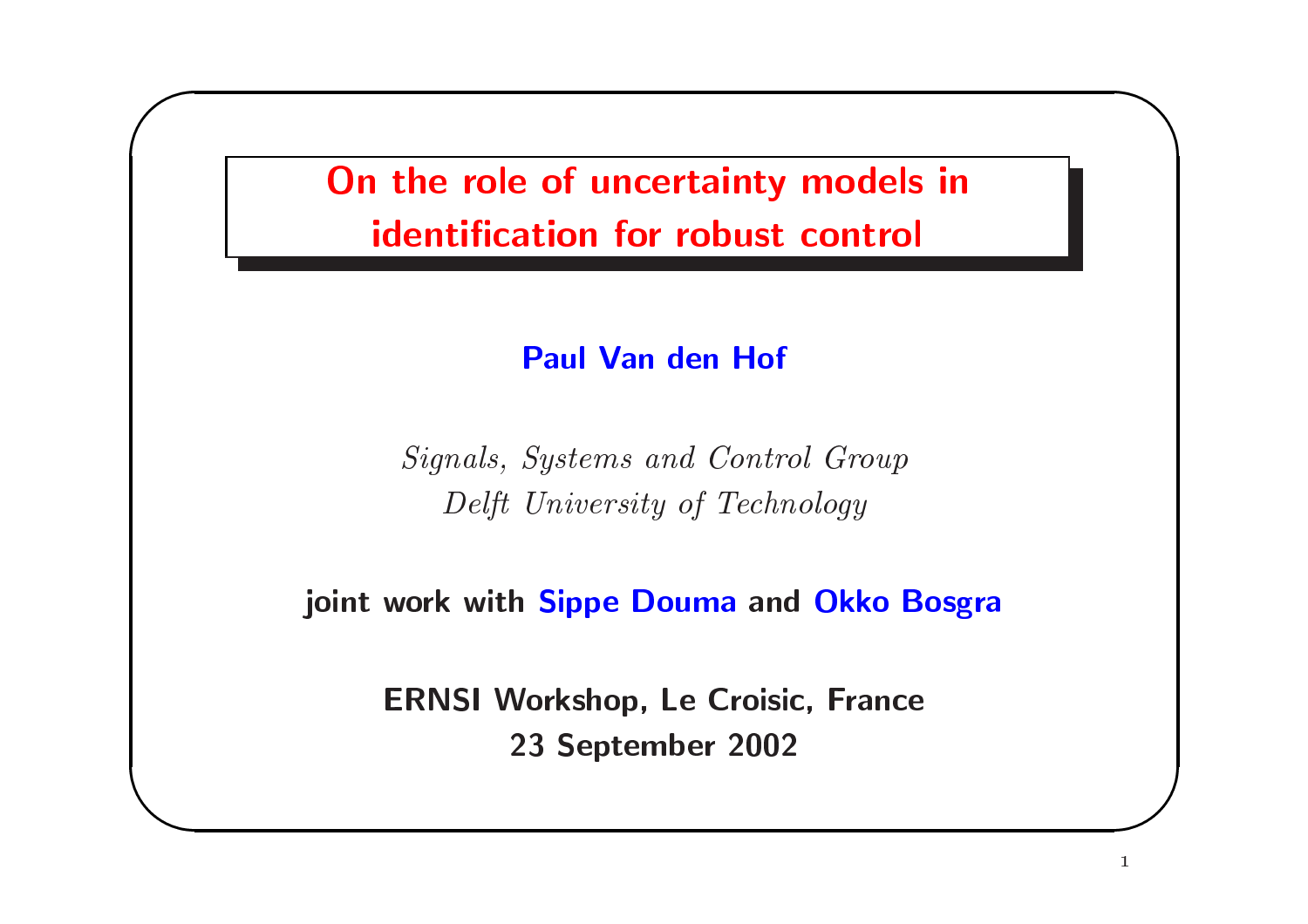# On the role of uncertainty models in identification for robust control

**Paul Van den Hof**

*Signals, Systems and Control Group*
*Delft University of Technology*

**joint work with Sippe Douma and Okko Bosgra**

**ERNSI Workshop, Le Croisic, France**
**23 September 2002**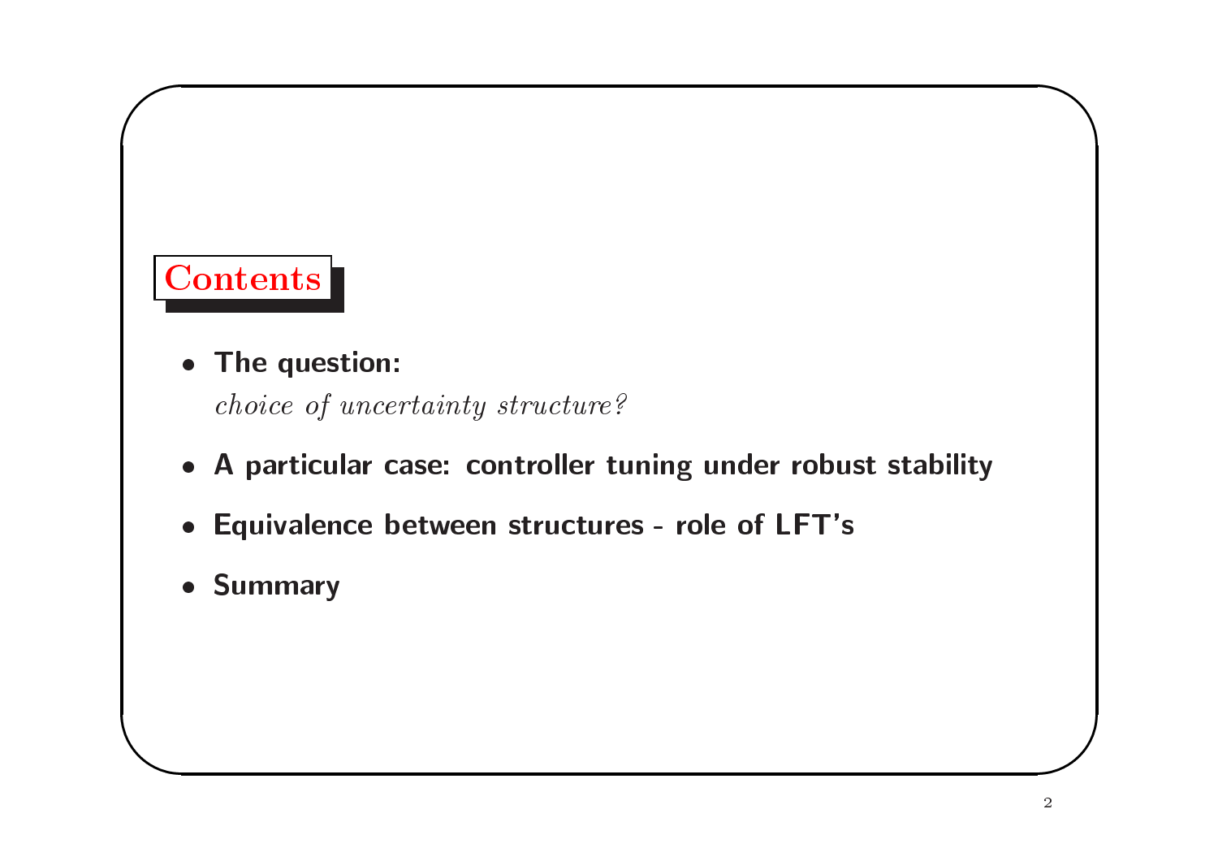## Contents

- **The question:**
  *choice of uncertainty structure?*
- **A particular case: controller tuning under robust stability**
- **Equivalence between structures - role of LFT's**
- **Summary**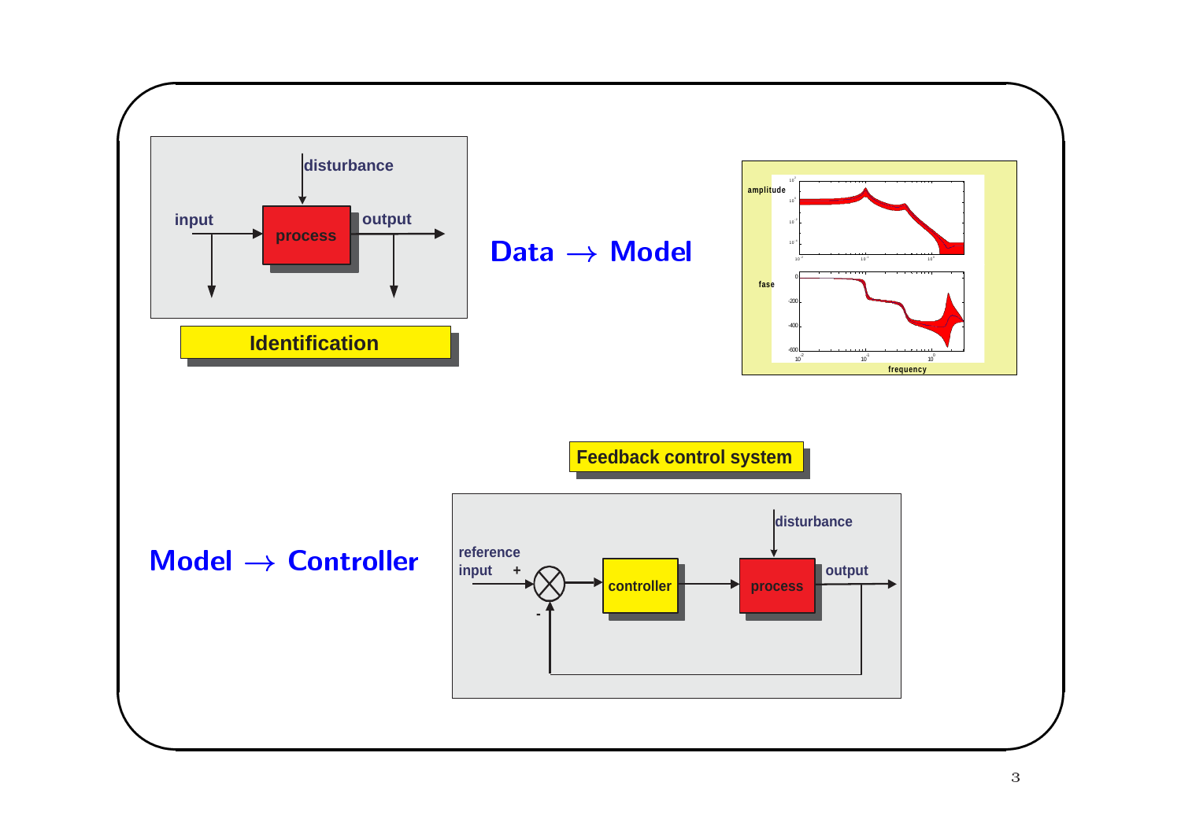**Identification**

disturbance

input → process → output

**Data $\longrightarrow$ Model**

amplitude

fase

frequency

**Feedback control system**

**Model $\longrightarrow$ Controller**

reference input + → controller → process → output

disturbance

-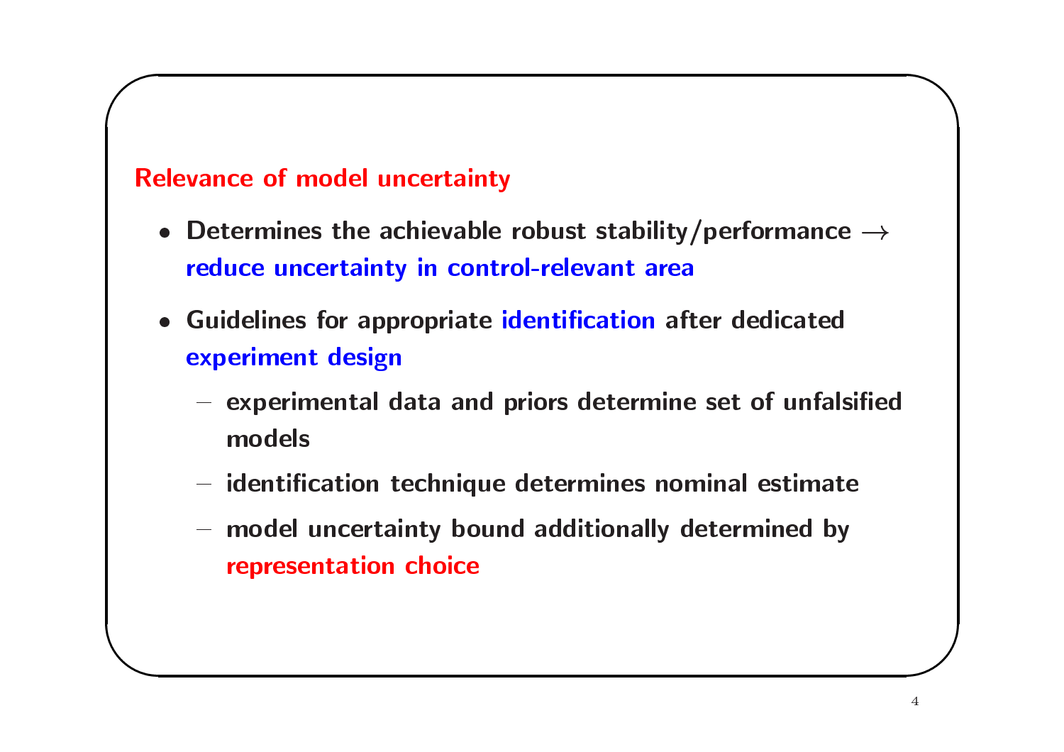## Relevance of model uncertainty

- Determines the achievable robust stability/performance $\rightarrow$ reduce uncertainty in control-relevant area
- Guidelines for appropriate identification after dedicated experiment design
  - experimental data and priors determine set of unfalsified models
  - identification technique determines nominal estimate
  - model uncertainty bound additionally determined by representation choice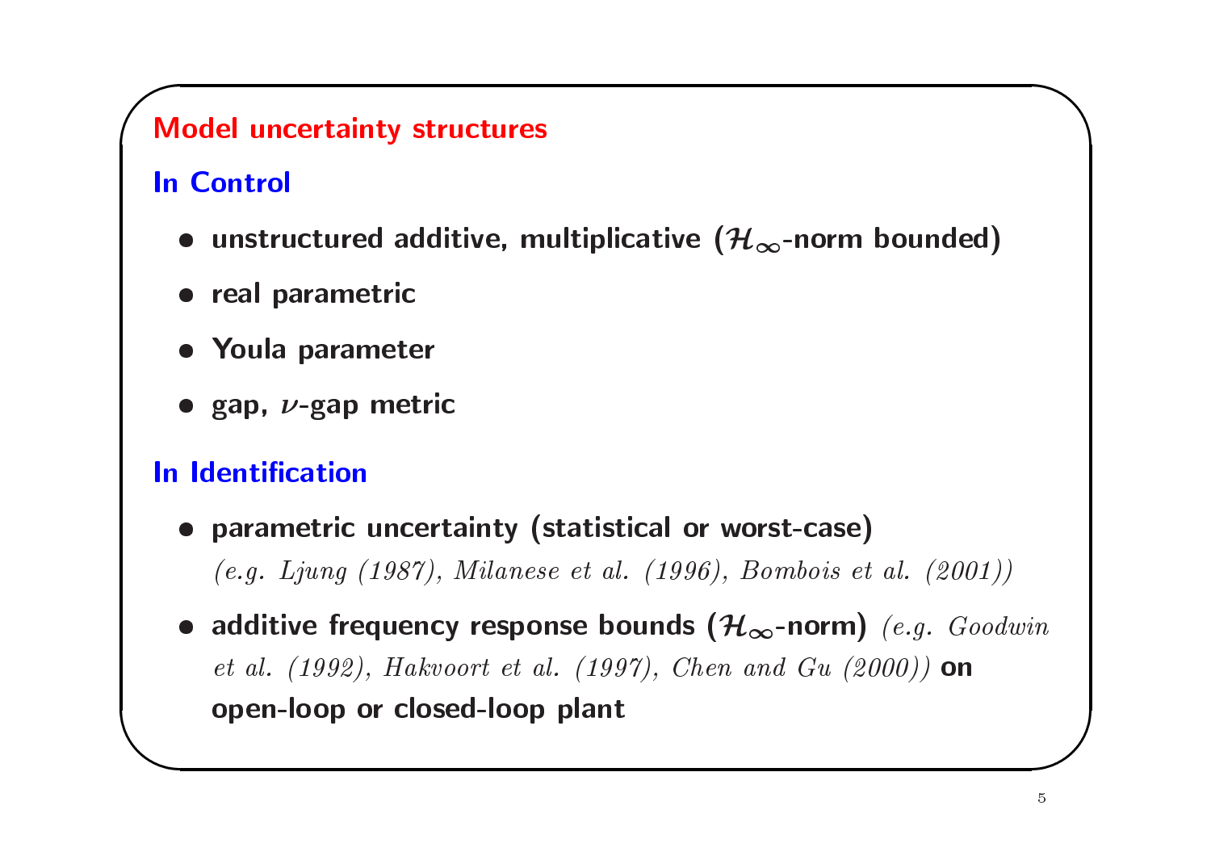## Model uncertainty structures

### In Control

- **unstructured additive, multiplicative ($\mathcal{H}_\infty$-norm bounded)**
- **real parametric**
- **Youla parameter**
- **gap, $\nu$-gap metric**

### In Identification

- **parametric uncertainty (statistical or worst-case)**
  *(e.g. Ljung (1987), Milanese et al. (1996), Bombois et al. (2001))*
- **additive frequency response bounds ($\mathcal{H}_\infty$-norm)** *(e.g. Goodwin et al. (1992), Hakvoort et al. (1997), Chen and Gu (2000))* **on open-loop or closed-loop plant**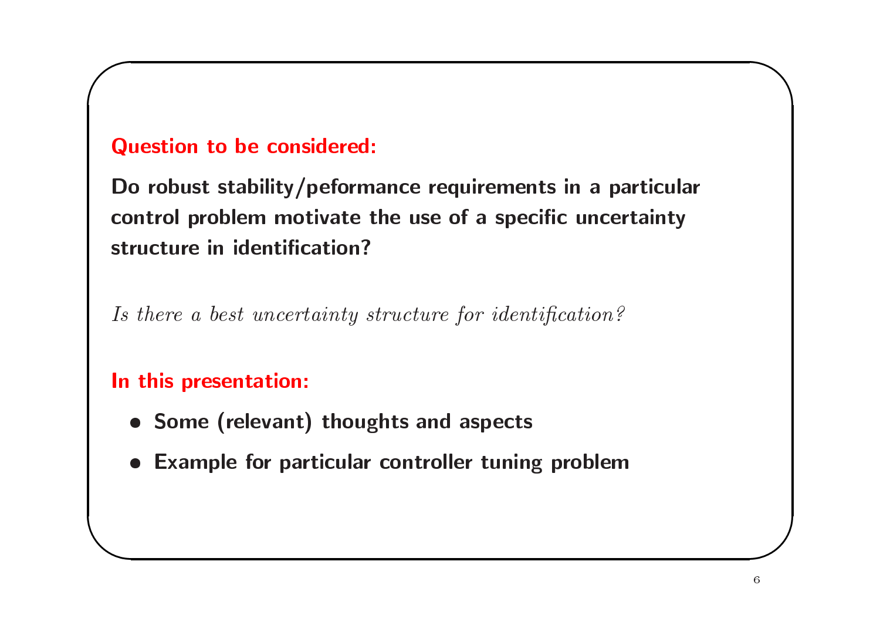**Question to be considered:**

**Do robust stability/peformance requirements in a particular control problem motivate the use of a specific uncertainty structure in identification?**

*Is there a best uncertainty structure for identification?*

**In this presentation:**

- **Some (relevant) thoughts and aspects**
- **Example for particular controller tuning problem**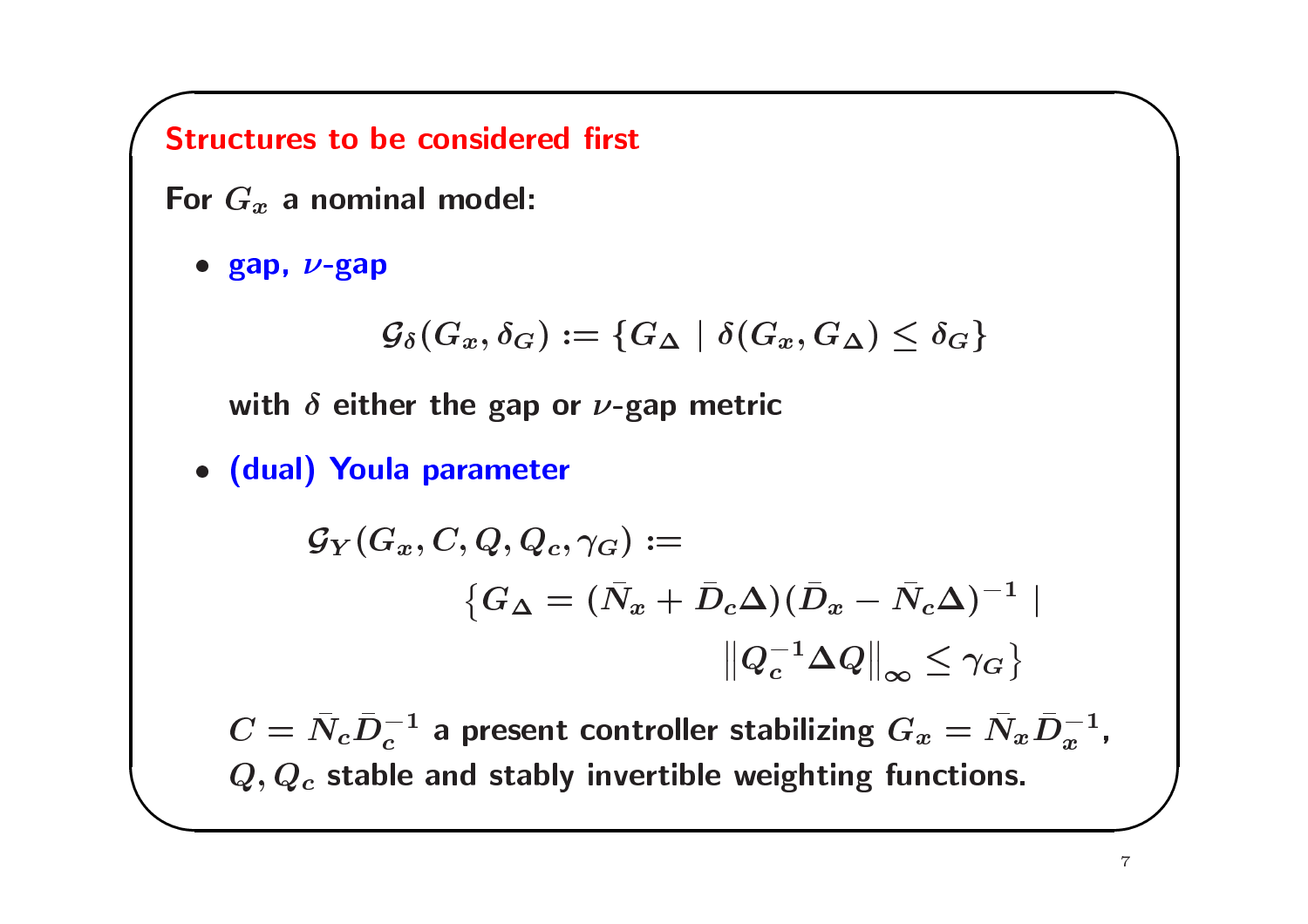## Structures to be considered first

**For $G_x$ a nominal model:**

- **gap, $\nu$-gap**

$$\mathcal{G}_\delta(G_x, \delta_G) := \{G_\Delta \mid \delta(G_x, G_\Delta) \leq \delta_G\}$$

with $\delta$ either the gap or $\nu$-gap metric

- **(dual) Youla parameter**

$$\mathcal{G}_Y(G_x, C, Q, Q_c, \gamma_G) := \left\{G_\Delta = (\bar{N}_x + \bar{D}_c\Delta)(\bar{D}_x - \bar{N}_c\Delta)^{-1} \mid \left\|Q_c^{-1}\Delta Q\right\|_\infty \leq \gamma_G\right\}$$

$C = \bar{N}_c\bar{D}_c^{-1}$ a present controller stabilizing $G_x = \bar{N}_x\bar{D}_x^{-1}$, $Q, Q_c$ stable and stably invertible weighting functions.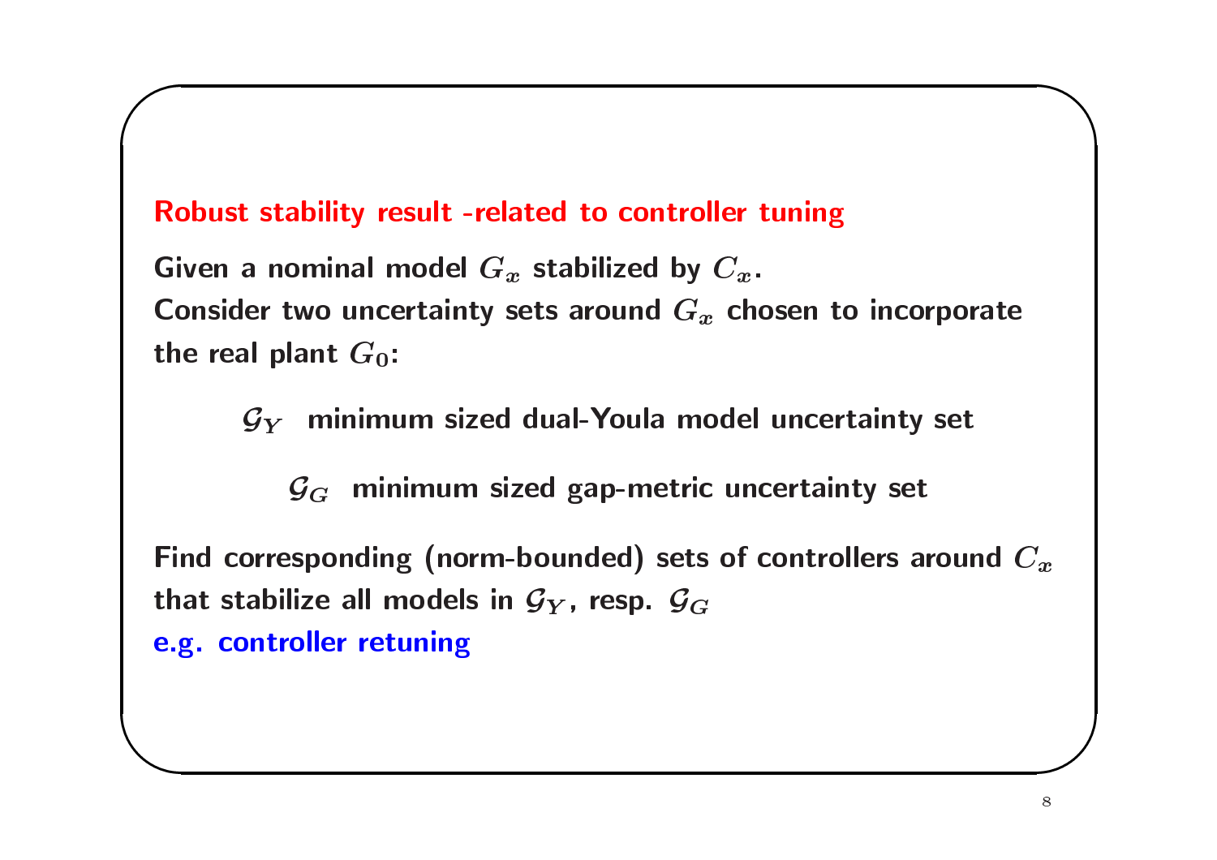## Robust stability result -related to controller tuning

Given a nominal model $G_x$ stabilized by $C_x$.
Consider two uncertainty sets around $G_x$ chosen to incorporate the real plant $G_0$:

$\mathcal{G}_Y$ minimum sized dual-Youla model uncertainty set

$\mathcal{G}_G$ minimum sized gap-metric uncertainty set

Find corresponding (norm-bounded) sets of controllers around $C_x$ that stabilize all models in $\mathcal{G}_Y$, resp. $\mathcal{G}_G$
e.g. controller retuning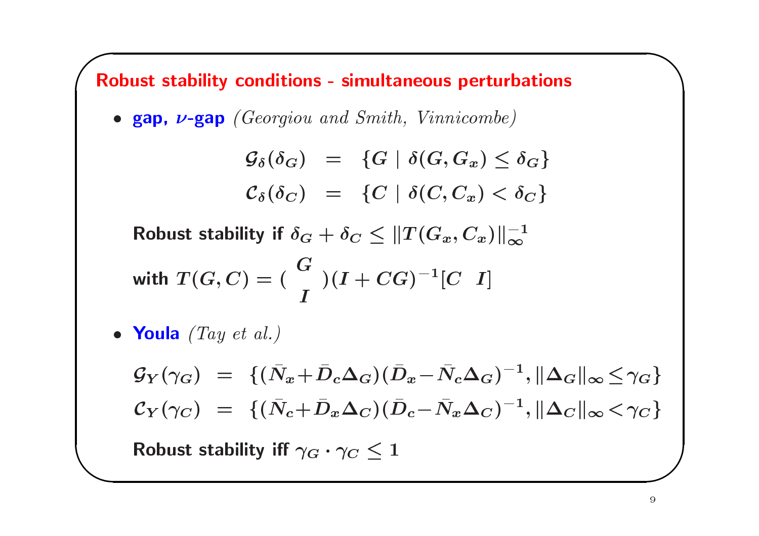# Robust stability conditions - simultaneous perturbations

- **gap, $\nu$-gap** *(Georgiou and Smith, Vinnicombe)*

$$
\begin{aligned}
\mathcal{G}_\delta(\delta_G) &= \{G \mid \delta(G, G_x) \leq \delta_G\} \\
\mathcal{C}_\delta(\delta_C) &= \{C \mid \delta(C, C_x) < \delta_C\}
\end{aligned}
$$

  Robust stability if $\delta_G + \delta_C \leq \|T(G_x, C_x)\|_\infty^{-1}$

  with $T(G,C) = \begin{pmatrix} G \\ I \end{pmatrix} (I + CG)^{-1} [C \;\; I]$

- **Youla** *(Tay et al.)*

$$
\begin{aligned}
\mathcal{G}_Y(\gamma_G) &= \{(\bar{N}_x + \bar{D}_c \Delta_G)(\bar{D}_x - \bar{N}_c \Delta_G)^{-1}, \|\Delta_G\|_\infty \leq \gamma_G\} \\
\mathcal{C}_Y(\gamma_C) &= \{(\bar{N}_c + \bar{D}_x \Delta_C)(\bar{D}_c - \bar{N}_x \Delta_C)^{-1}, \|\Delta_C\|_\infty < \gamma_C\}
\end{aligned}
$$

  Robust stability iff $\gamma_G \cdot \gamma_C \leq 1$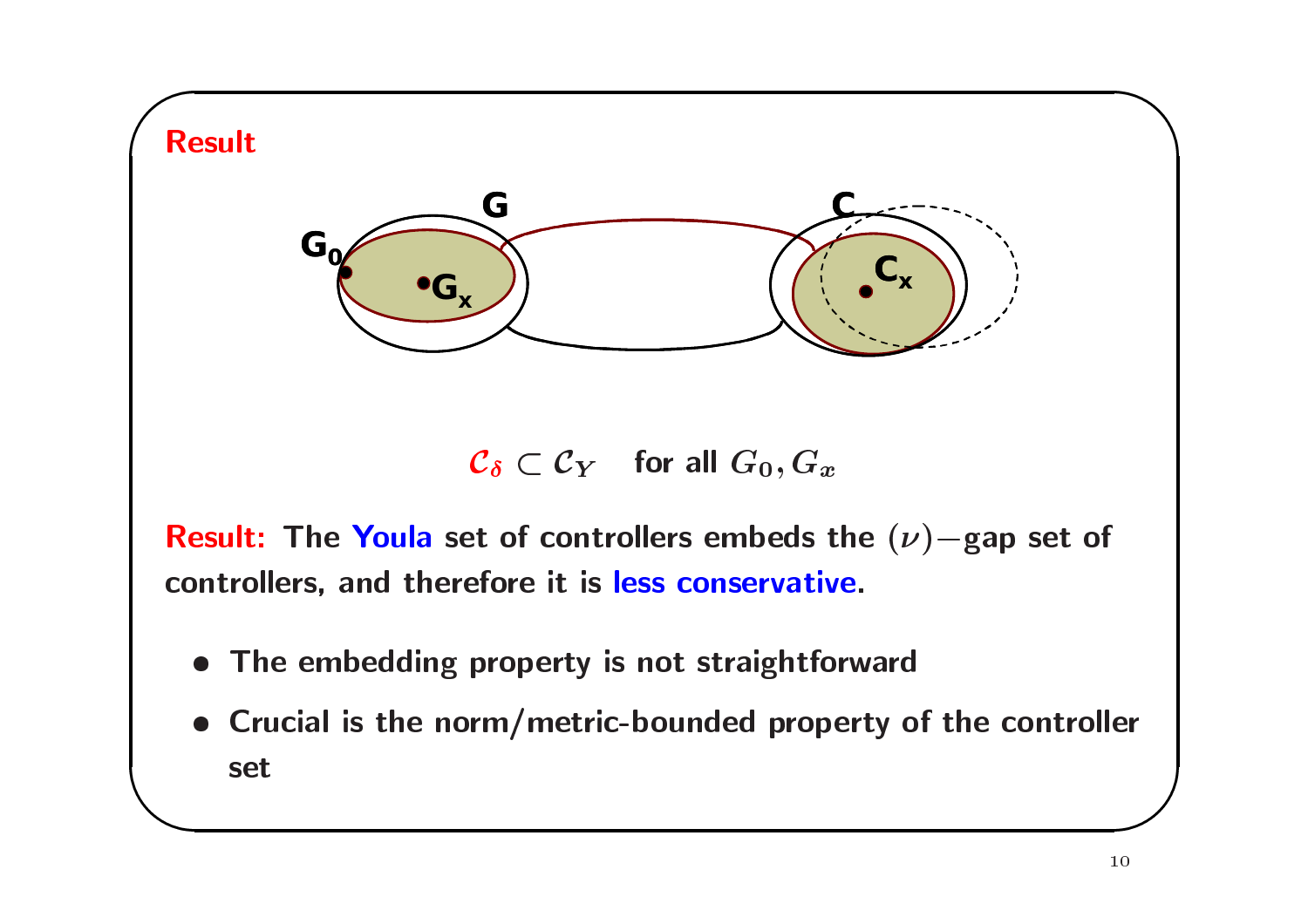## Result

$$\mathcal{C}_\delta \subset \mathcal{C}_Y \quad \text{for all } G_0, G_x$$

**Result:** The **Youla** set of controllers embeds the $(\nu)-$gap set of controllers, and therefore it is **less conservative**.

- The embedding property is not straightforward
- Crucial is the norm/metric-bounded property of the controller set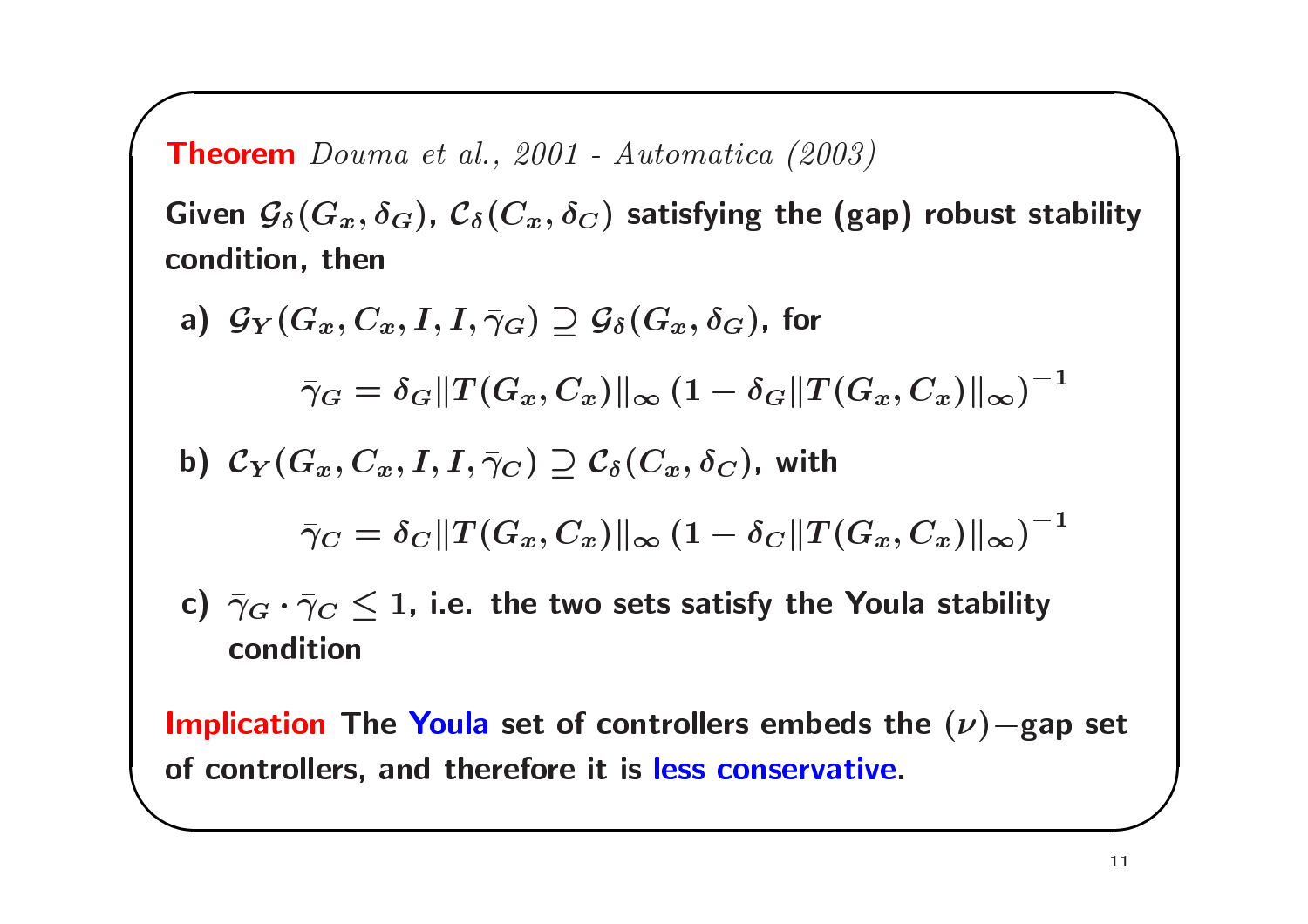**Theorem** *Douma et al., 2001 - Automatica (2003)*

**Given $\mathcal{G}_\delta(G_x, \delta_G)$, $\mathcal{C}_\delta(C_x, \delta_C)$ satisfying the (gap) robust stability condition, then**

**a)** $\mathcal{G}_Y(G_x, C_x, I, I, \bar{\gamma}_G) \supseteq \mathcal{G}_\delta(G_x, \delta_G)$, **for**

$$\bar{\gamma}_G = \delta_G \|T(G_x, C_x)\|_\infty \left(1 - \delta_G \|T(G_x, C_x)\|_\infty\right)^{-1}$$

**b)** $\mathcal{C}_Y(G_x, C_x, I, I, \bar{\gamma}_C) \supseteq \mathcal{C}_\delta(C_x, \delta_C)$, **with**

$$\bar{\gamma}_C = \delta_C \|T(G_x, C_x)\|_\infty \left(1 - \delta_C \|T(G_x, C_x)\|_\infty\right)^{-1}$$

**c)** $\bar{\gamma}_G \cdot \bar{\gamma}_C \leq 1$, **i.e. the two sets satisfy the Youla stability condition**

**Implication** **The Youla set of controllers embeds the $(\nu)-$gap set of controllers, and therefore it is less conservative.**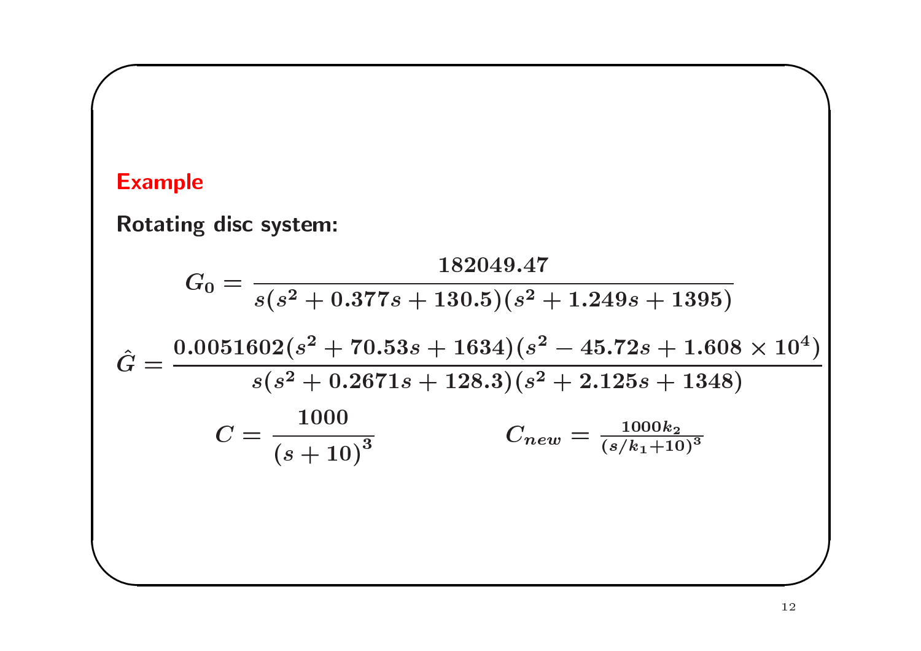## Example

**Rotating disc system:**

$$G_0 = \frac{182049.47}{s(s^2 + 0.377s + 130.5)(s^2 + 1.249s + 1395)}$$

$$\hat{G} = \frac{0.0051602(s^2 + 70.53s + 1634)(s^2 - 45.72s + 1.608 \times 10^4)}{s(s^2 + 0.2671s + 128.3)(s^2 + 2.125s + 1348)}$$

$$C = \frac{1000}{(s+10)^3} \qquad\qquad C_{new} = \frac{1000k_2}{(s/k_1+10)^3}$$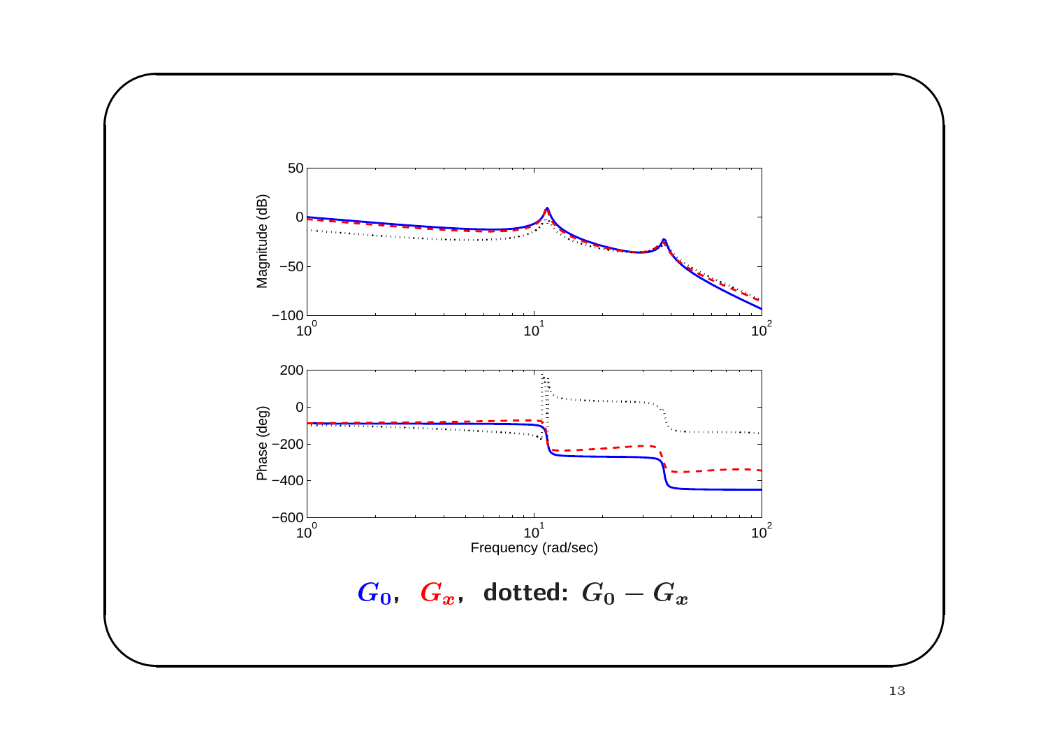$G_0$, $G_x$, **dotted:** $G_0 - G_x$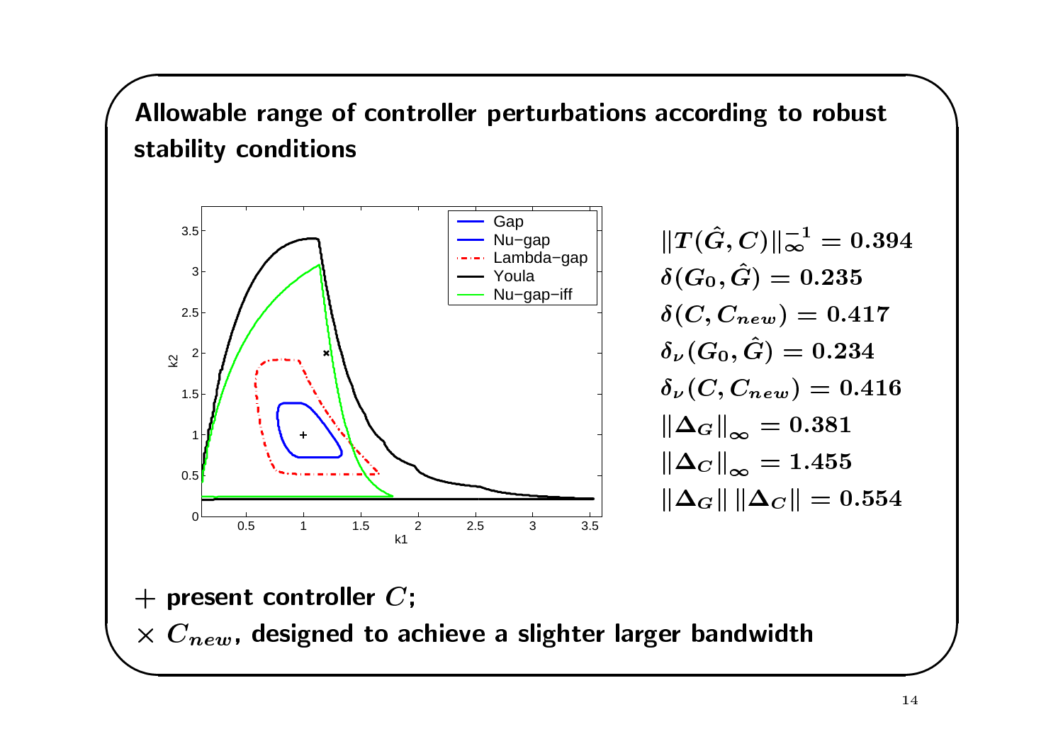## Allowable range of controller perturbations according to robust stability conditions

$$\|T(\hat{G}, C)\|_\infty^{-1} = 0.394$$
$$\delta(G_0, \hat{G}) = 0.235$$
$$\delta(C, C_{new}) = 0.417$$
$$\delta_\nu(G_0, \hat{G}) = 0.234$$
$$\delta_\nu(C, C_{new}) = 0.416$$
$$\|\Delta_G\|_\infty = 0.381$$
$$\|\Delta_C\|_\infty = 1.455$$
$$\|\Delta_G\| \, \|\Delta_C\| = 0.554$$

$+$ **present controller $C$;**

$\times$ **$C_{new}$, designed to achieve a slighter larger bandwidth**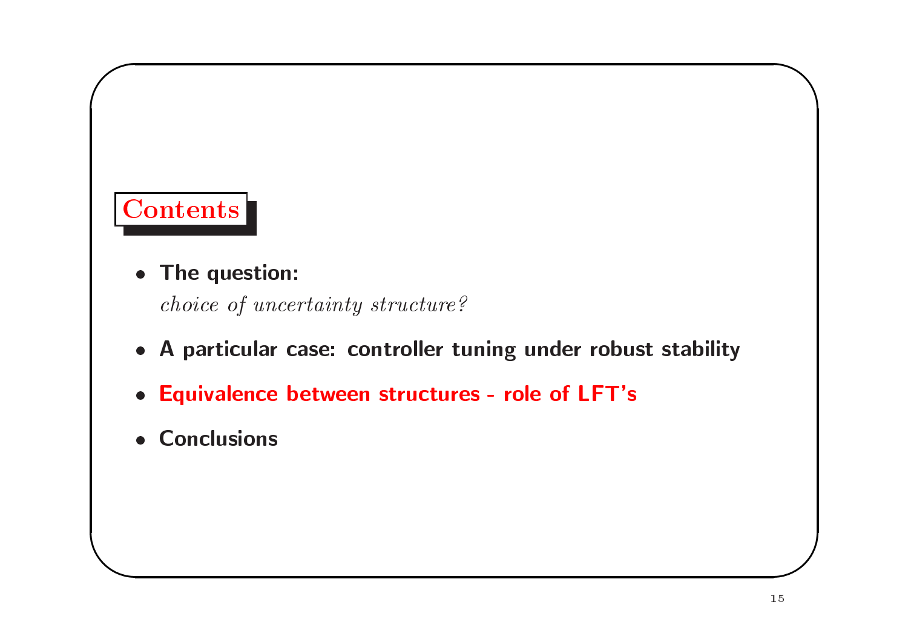## Contents

- **The question:**
  *choice of uncertainty structure?*
- **A particular case: controller tuning under robust stability**
- **Equivalence between structures - role of LFT's**
- **Conclusions**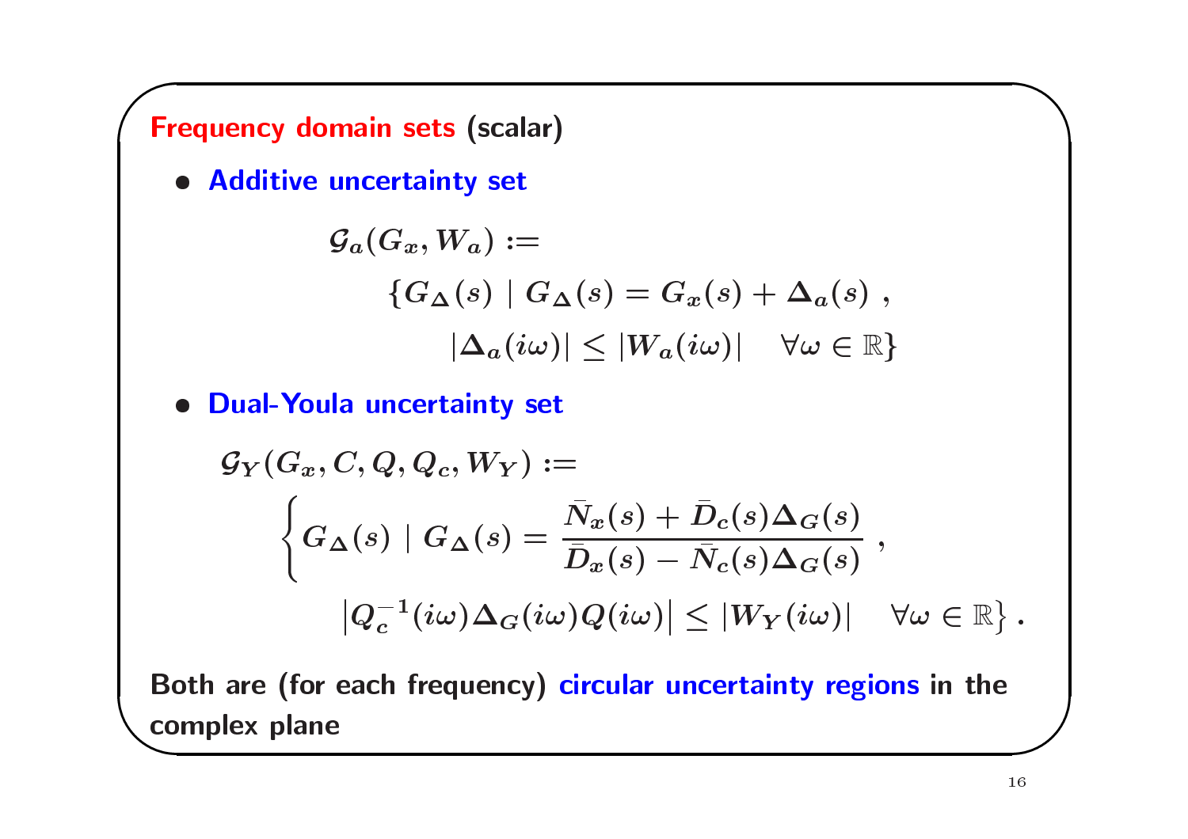## Frequency domain sets (scalar)

- **Additive uncertainty set**

$$
\mathcal{G}_a(G_x, W_a) := \{G_\Delta(s) \mid G_\Delta(s) = G_x(s) + \Delta_a(s) \; , \; |\Delta_a(i\omega)| \leq |W_a(i\omega)| \quad \forall \omega \in \mathbb{R}\}
$$

- **Dual-Youla uncertainty set**

$$
\mathcal{G}_Y(G_x, C, Q, Q_c, W_Y) := \left\{ G_\Delta(s) \mid G_\Delta(s) = \frac{\bar{N}_x(s) + \bar{D}_c(s)\Delta_G(s)}{\bar{D}_x(s) - \bar{N}_c(s)\Delta_G(s)} \; , \; \left| Q_c^{-1}(i\omega)\Delta_G(i\omega)Q(i\omega) \right| \leq |W_Y(i\omega)| \quad \forall \omega \in \mathbb{R} \right\} .
$$

**Both are (for each frequency) circular uncertainty regions in the complex plane**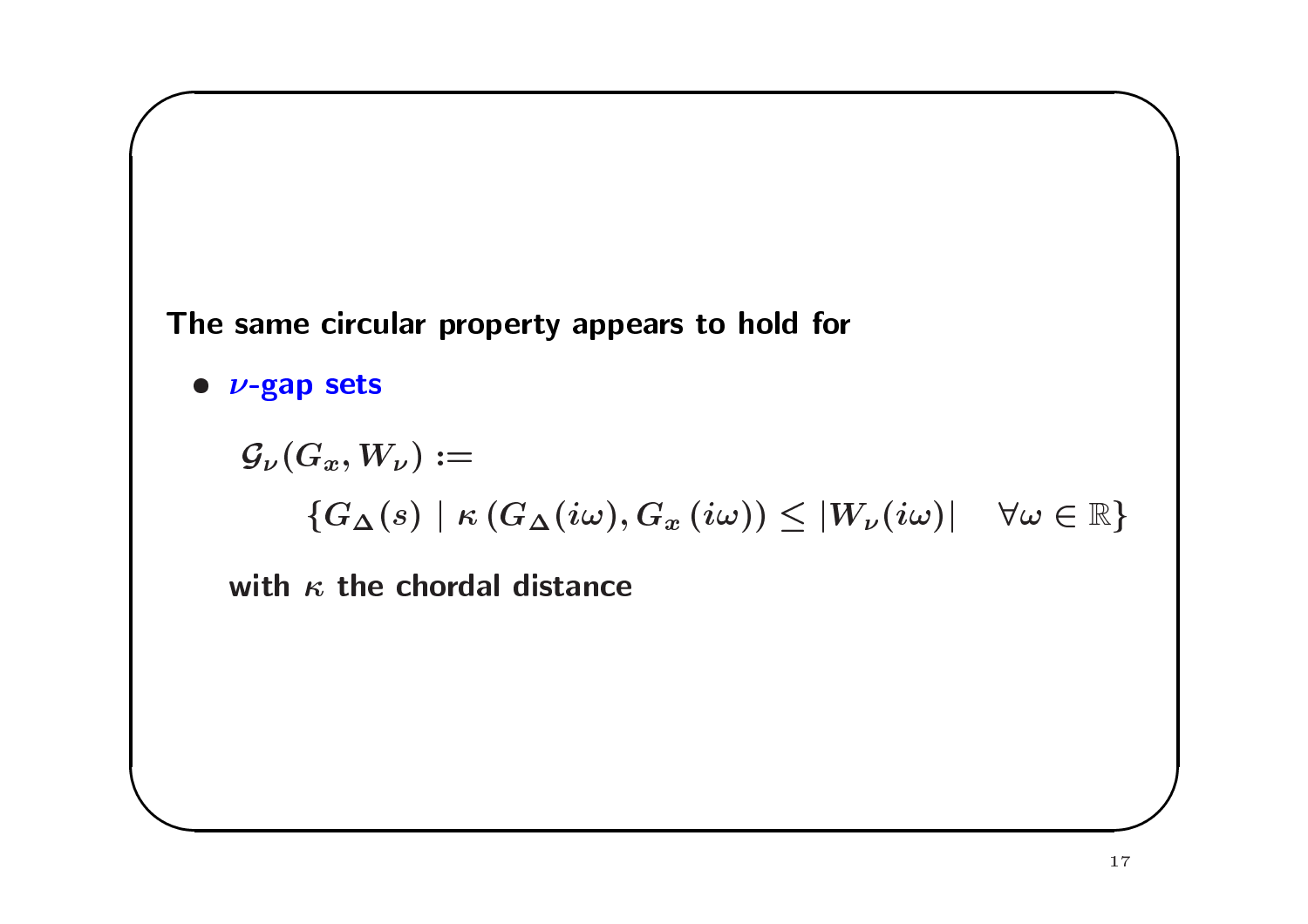**The same circular property appears to hold for**

- **$\nu$-gap sets**

$$\mathcal{G}_\nu(G_x, W_\nu) :=$$

$$\{G_\Delta(s) \mid \kappa\left(G_\Delta(i\omega), G_x(i\omega)\right) \leq |W_\nu(i\omega)| \quad \forall \omega \in \mathbb{R}\}$$

**with $\kappa$ the chordal distance**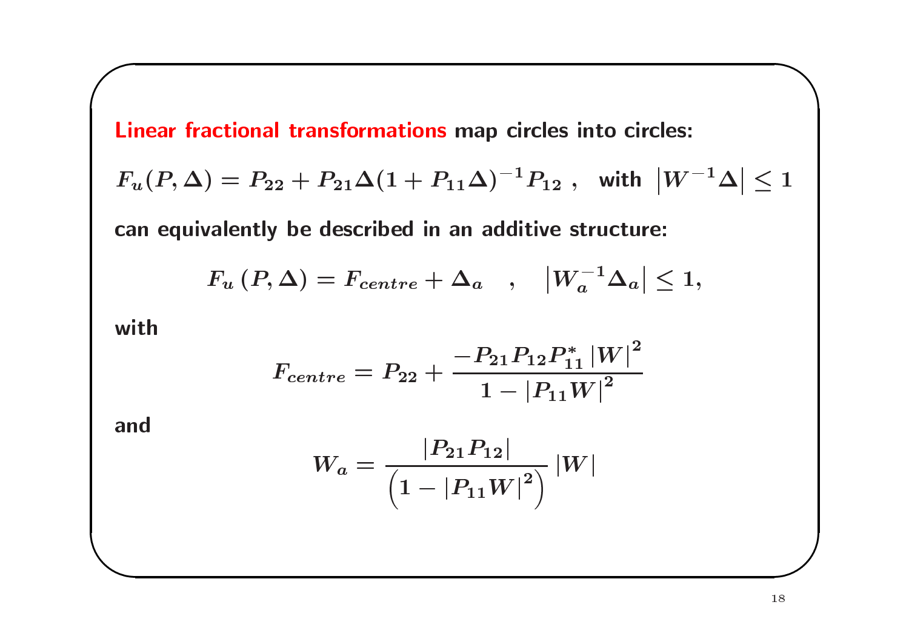**Linear fractional transformations** map circles into circles:

$$F_u(P,\Delta) = P_{22} + P_{21}\Delta(1 + P_{11}\Delta)^{-1}P_{12} \ , \quad \text{with } \left|W^{-1}\Delta\right| \leq 1$$

can equivalently be described in an additive structure:

$$F_u\left(P,\Delta\right) = F_{centre} + \Delta_a \quad , \quad \left|W_a^{-1}\Delta_a\right| \leq 1,$$

with

$$F_{centre} = P_{22} + \frac{-P_{21}P_{12}P_{11}^{*}\left|W\right|^2}{1 - \left|P_{11}W\right|^2}$$

and

$$W_a = \frac{\left|P_{21}P_{12}\right|}{\left(1 - \left|P_{11}W\right|^2\right)}\left|W\right|$$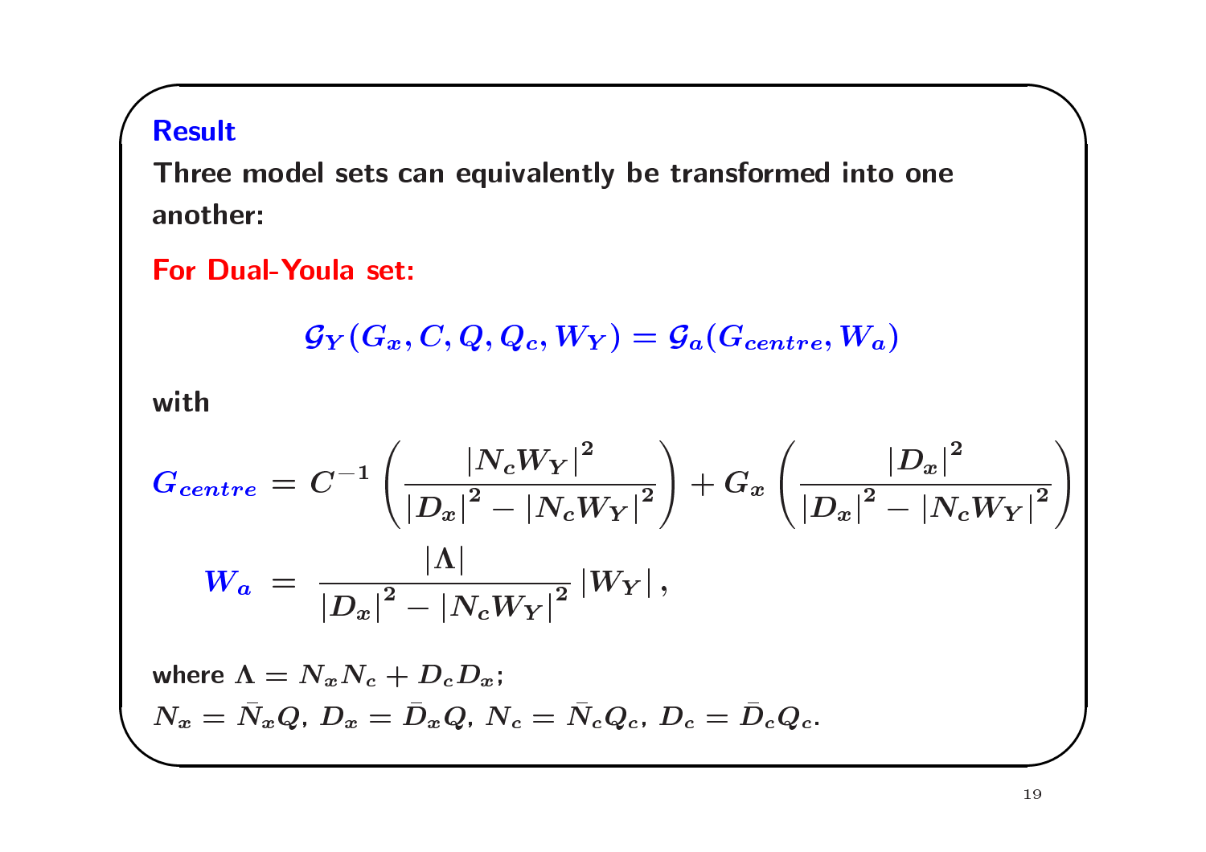### Result

**Three model sets can equivalently be transformed into one another:**

**For Dual-Youla set:**

$$\mathcal{G}_Y(G_x, C, Q, Q_c, W_Y) = \mathcal{G}_a(G_{centre}, W_a)$$

**with**

$$G_{centre} = C^{-1}\left(\frac{|N_c W_Y|^2}{|D_x|^2 - |N_c W_Y|^2}\right) + G_x\left(\frac{|D_x|^2}{|D_x|^2 - |N_c W_Y|^2}\right)$$

$$W_a = \frac{|\Lambda|}{|D_x|^2 - |N_c W_Y|^2}|W_Y|,$$

where $\Lambda = N_x N_c + D_c D_x$;
$N_x = \bar{N}_x Q$, $D_x = \bar{D}_x Q$, $N_c = \bar{N}_c Q_c$, $D_c = \bar{D}_c Q_c$.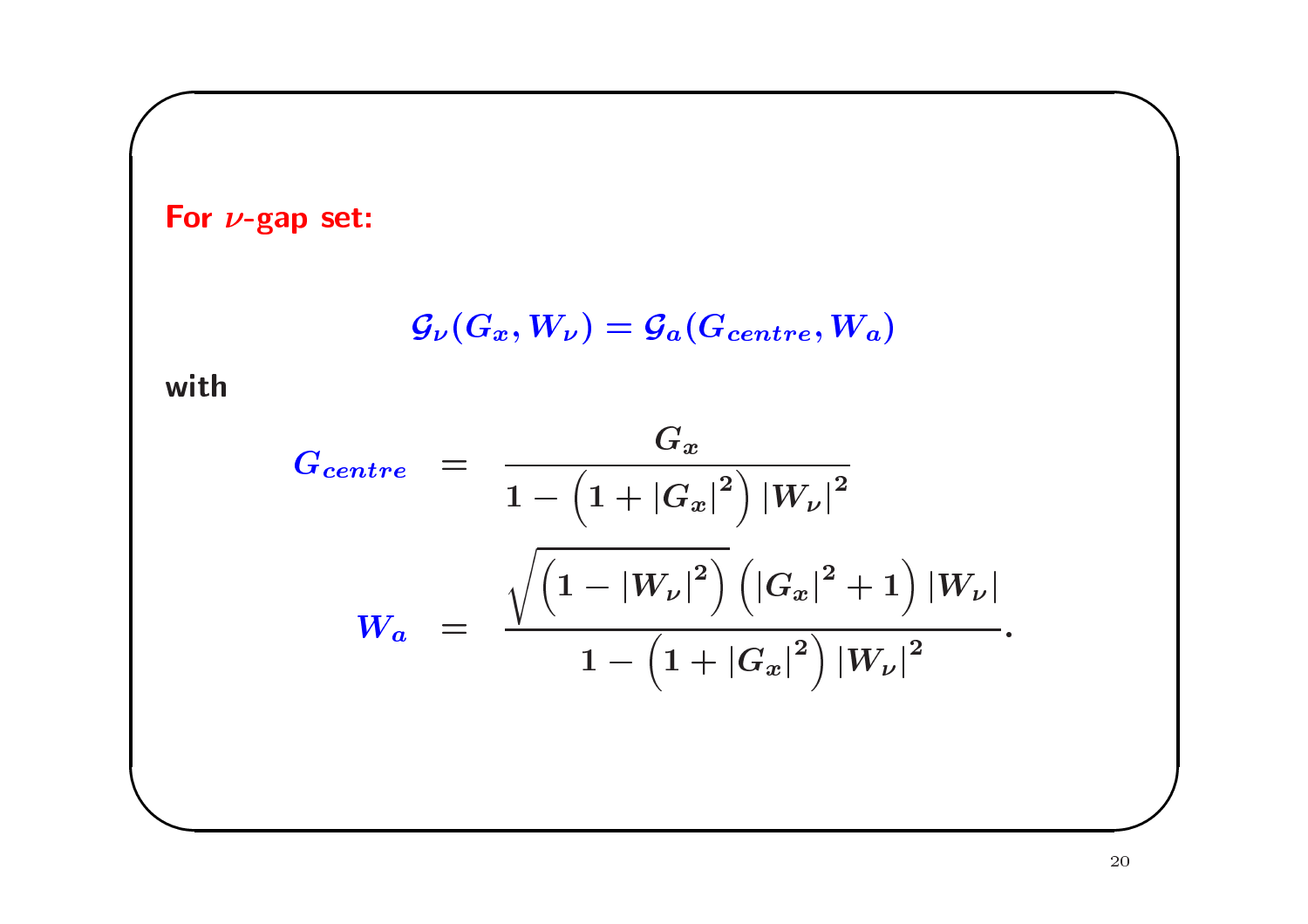**For $\nu$-gap set:**

$$\mathcal{G}_\nu(G_x, W_\nu) = \mathcal{G}_a(G_{centre}, W_a)$$

**with**

$$\begin{aligned}
G_{centre} &= \frac{G_x}{1 - \left(1 + |G_x|^2\right) |W_\nu|^2} \\
W_a &= \frac{\sqrt{\left(1 - |W_\nu|^2\right)} \left(|G_x|^2 + 1\right) |W_\nu|}{1 - \left(1 + |G_x|^2\right) |W_\nu|^2}.
\end{aligned}$$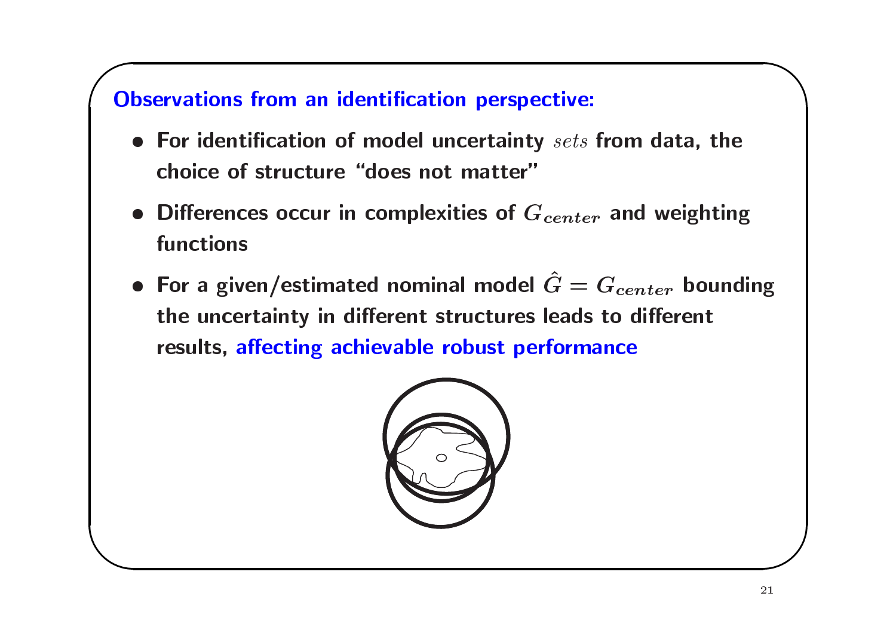## Observations from an identification perspective:

- For identification of model uncertainty *sets* from data, the choice of structure "does not matter"
- Differences occur in complexities of $G_{center}$ and weighting functions
- For a given/estimated nominal model $\hat{G} = G_{center}$ bounding the uncertainty in different structures leads to different results, affecting achievable robust performance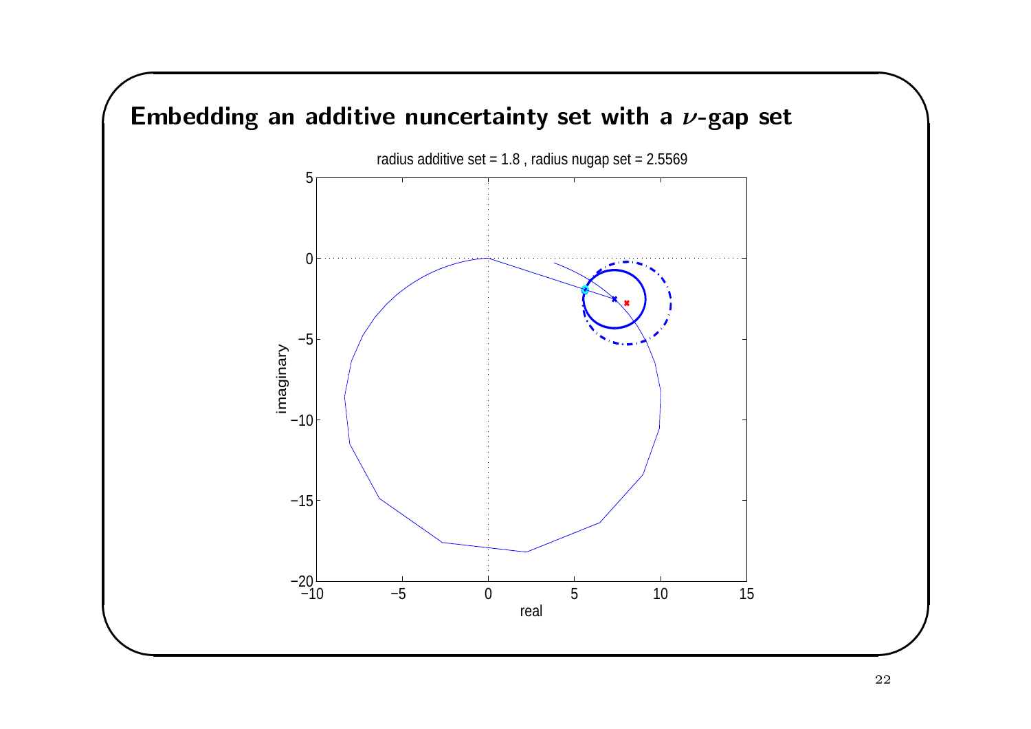# Embedding an additive nuncertainty set with a $\nu$-gap set

radius additive set = 1.8 , radius nugap set = 2.5569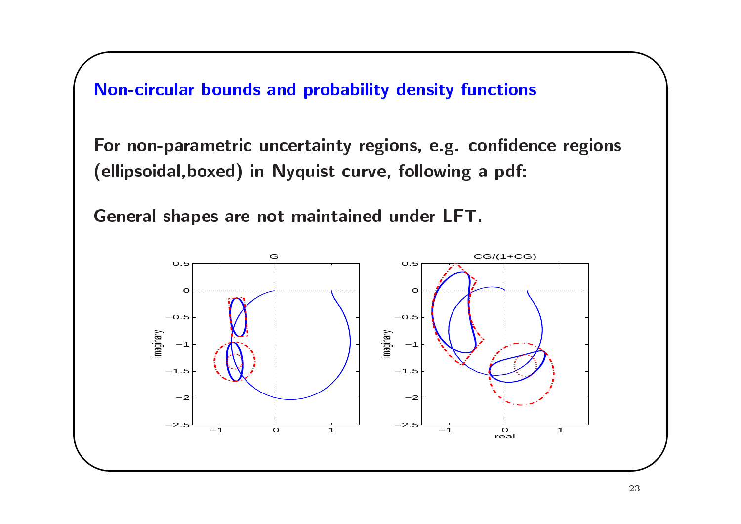## Non-circular bounds and probability density functions

For non-parametric uncertainty regions, e.g. confidence regions (ellipsoidal,boxed) in Nyquist curve, following a pdf:

General shapes are not maintained under LFT.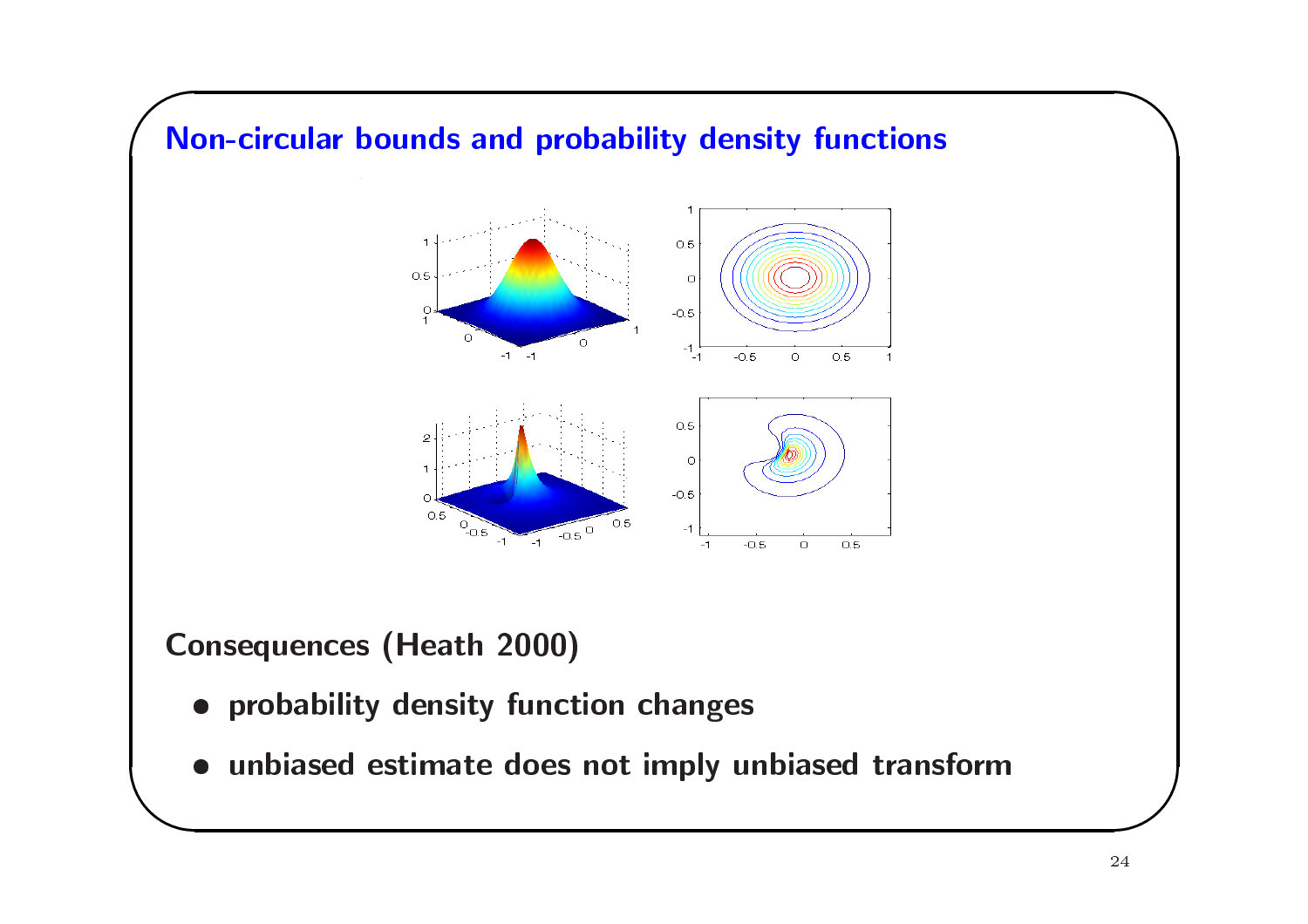## Non-circular bounds and probability density functions

**Consequences (Heath 2000)**

- **probability density function changes**
- **unbiased estimate does not imply unbiased transform**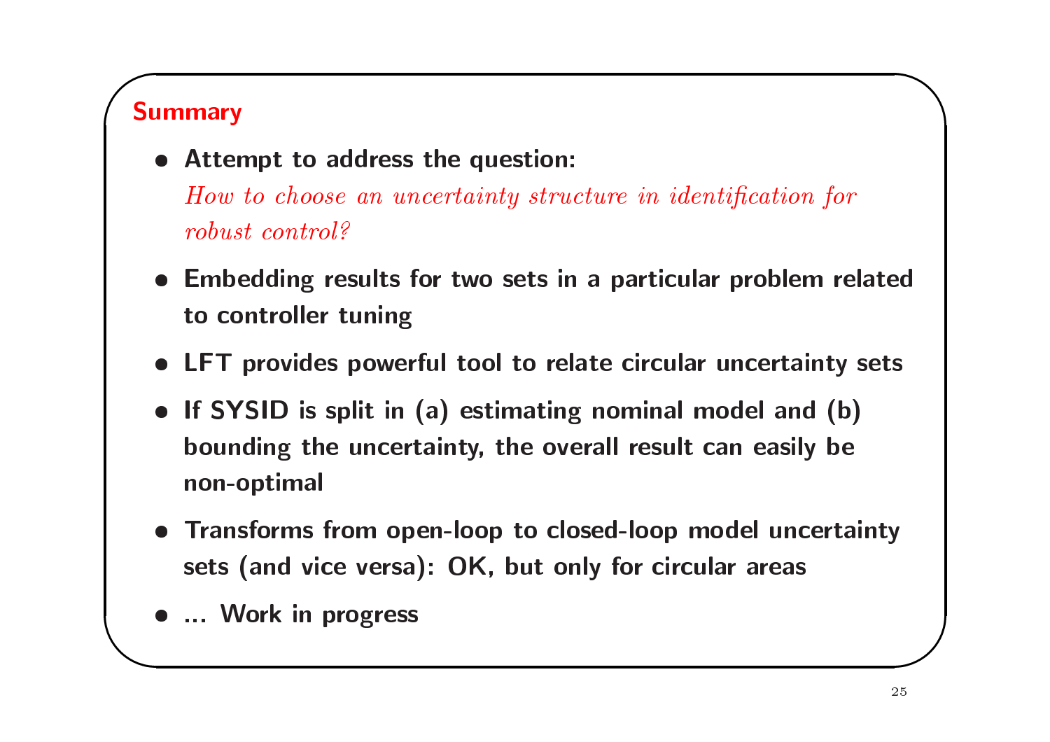## Summary

- **Attempt to address the question:**
  *How to choose an uncertainty structure in identification for robust control?*
- **Embedding results for two sets in a particular problem related to controller tuning**
- **LFT provides powerful tool to relate circular uncertainty sets**
- **If SYSID is split in (a) estimating nominal model and (b) bounding the uncertainty, the overall result can easily be non-optimal**
- **Transforms from open-loop to closed-loop model uncertainty sets (and vice versa): OK, but only for circular areas**
- **... Work in progress**